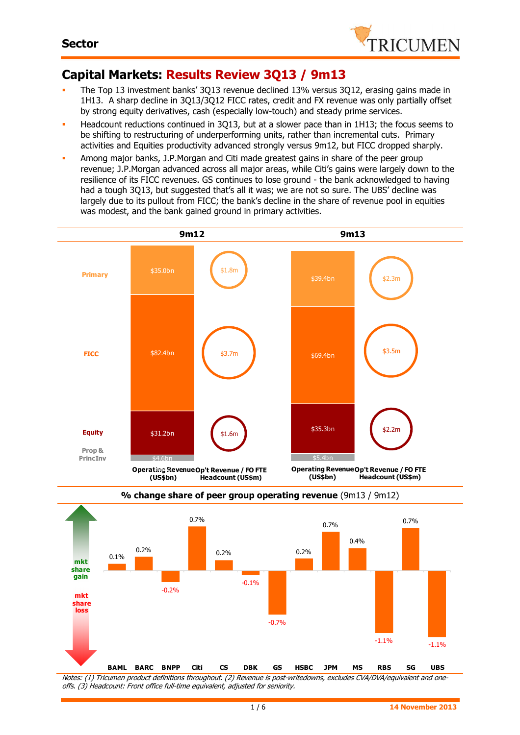Sector

# Capital Markets: Results Review 3Q13 / 9m13

- The Top 13 investment banks' 3Q13 revenue declined 13% versus 3Q12, erasing gains made in 1H13. A sharp decline in 3Q13/3Q12 FICC rates, credit and FX revenue was only partially offset by strong equity derivatives, cash (especially low-touch) and steady prime services.
- Headcount reductions continued in 3Q13, but at a slower pace than in 1H13; the focus seems to be shifting to restructuring of underperforming units, rather than incremental cuts. Primary activities and Equities productivity advanced strongly versus 9m12, but FICC dropped sharply.
- Among major banks, J.P.Morgan and Citi made greatest gains in share of the peer group revenue; J.P.Morgan advanced across all major areas, while Citi's gains were largely down to the resilience of its FICC revenues. GS continues to lose ground - the bank acknowledged to having had a tough 3Q13, but suggested that's all it was; we are not so sure. The UBS' decline was largely due to its pullout from FICC; the bank's decline in the share of revenue pool in equities was modest, and the bank gained ground in primary activities.

| | 9m12 Operating Revenue (US$bn) | 9m12 Op't Revenue / FO FTE Headcount (US$m) | 9m13 Operating Revenue (US$bn) | 9m13 Op't Revenue / FO FTE Headcount (US$m) |
|---|---|---|---|---|
| Primary | $35.0bn | $1.8m | $39.4bn | $2.3m |
| FICC | $82.4bn | $3.7m | $69.4bn | $3.5m |
| Equity | $31.2bn | $1.6m | $35.3bn | $2.2m |
| Prop & PrincInv | $4.6bn | | $5.4bn | |

**% change share of peer group operating revenue** (9m13 / 9m12)

| BAML | BARC | BNPP | Citi | CS | DBK | GS | HSBC | JPM | MS | RBS | SG | UBS |
|---|---|---|---|---|---|---|---|---|---|---|---|---|
| 0.1% | 0.2% | -0.2% | 0.7% | 0.2% | -0.1% | -0.7% | 0.2% | 0.7% | 0.4% | -1.1% | 0.7% | -1.1% |

*Notes: (1) Tricumen product definitions throughout. (2) Revenue is post-writedowns, excludes CVA/DVA/equivalent and one-offs. (3) Headcount: Front office full-time equivalent, adjusted for seniority.*

14 November 2013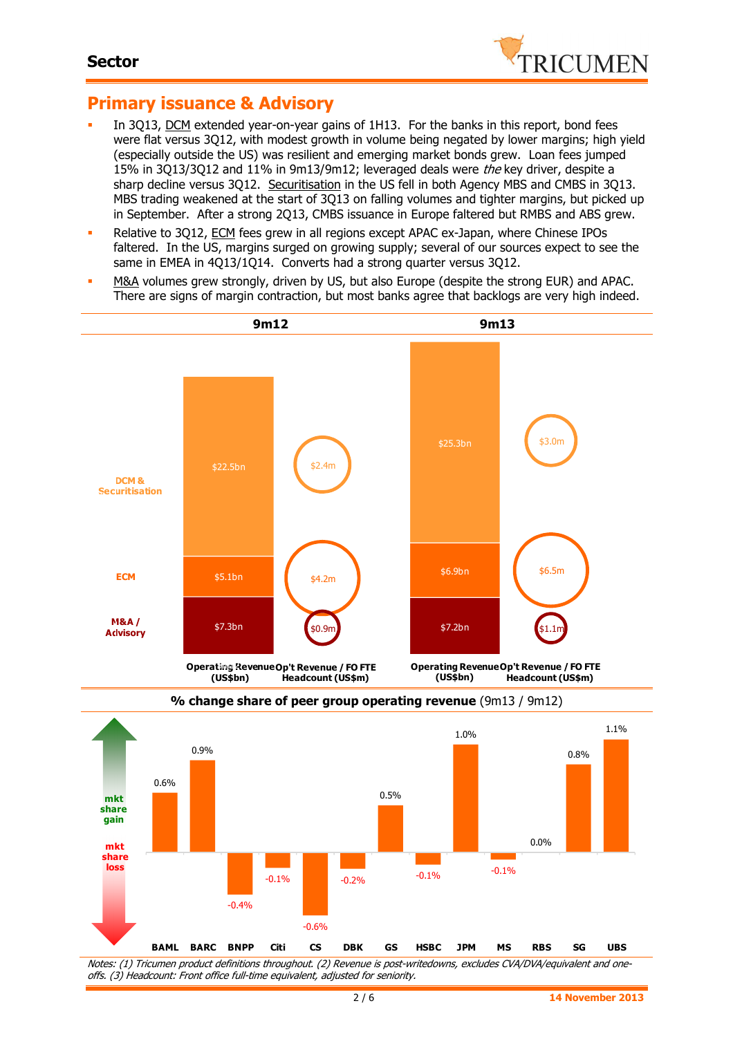## Primary issuance & Advisory

- In 3Q13, DCM extended year-on-year gains of 1H13. For the banks in this report, bond fees were flat versus 3Q12, with modest growth in volume being negated by lower margins; high yield (especially outside the US) was resilient and emerging market bonds grew. Loan fees jumped 15% in 3Q13/3Q12 and 11% in 9m13/9m12; leveraged deals were *the* key driver, despite a sharp decline versus 3Q12. Securitisation in the US fell in both Agency MBS and CMBS in 3Q13. MBS trading weakened at the start of 3Q13 on falling volumes and tighter margins, but picked up in September. After a strong 2Q13, CMBS issuance in Europe faltered but RMBS and ABS grew.
- Relative to 3Q12, ECM fees grew in all regions except APAC ex-Japan, where Chinese IPOs faltered. In the US, margins surged on growing supply; several of our sources expect to see the same in EMEA in 4Q13/1Q14. Converts had a strong quarter versus 3Q12.
- M&A volumes grew strongly, driven by US, but also Europe (despite the strong EUR) and APAC. There are signs of margin contraction, but most banks agree that backlogs are very high indeed.

| | 9m12 Operating Revenue (US$bn) | 9m12 Op't Revenue / FO FTE Headcount (US$m) | 9m13 Operating Revenue (US$bn) | 9m13 Op't Revenue / FO FTE Headcount (US$m) |
|---|---|---|---|---|
| DCM & Securitisation | $22.5bn | $2.4m | $25.3bn | $3.0m |
| ECM | $5.1bn | $4.2m | $6.9bn | $6.5m |
| M&A / Advisory | $7.3bn | $0.9m | $7.2bn | $1.1m |

**% change share of peer group operating revenue** (9m13 / 9m12)

| BAML | BARC | BNPP | Citi | CS | DBK | GS | HSBC | JPM | MS | RBS | SG | UBS |
|---|---|---|---|---|---|---|---|---|---|---|---|---|
| 0.6% | 0.9% | -0.4% | -0.1% | -0.6% | -0.2% | 0.5% | -0.1% | 1.0% | -0.1% | 0.0% | 0.8% | 1.1% |

*Notes: (1) Tricumen product definitions throughout. (2) Revenue is post-writedowns, excludes CVA/DVA/equivalent and one-offs. (3) Headcount: Front office full-time equivalent, adjusted for seniority.*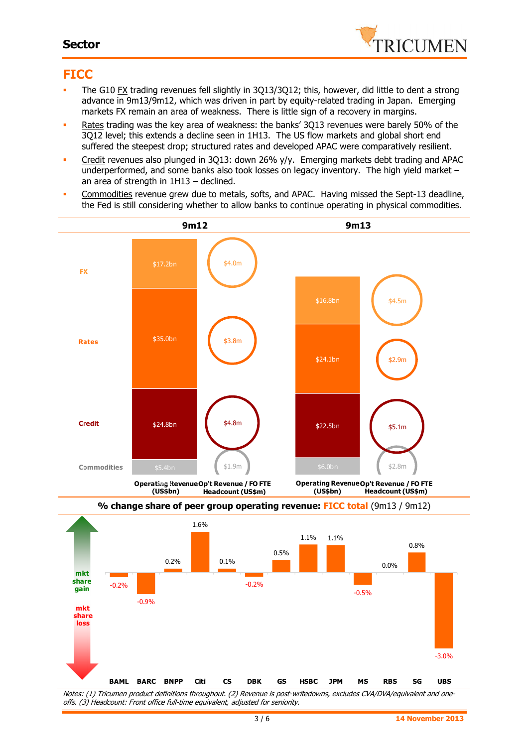## FICC

- The G10 FX trading revenues fell slightly in 3Q13/3Q12; this, however, did little to dent a strong advance in 9m13/9m12, which was driven in part by equity-related trading in Japan. Emerging markets FX remain an area of weakness. There is little sign of a recovery in margins.
- Rates trading was the key area of weakness: the banks' 3Q13 revenues were barely 50% of the 3Q12 level; this extends a decline seen in 1H13. The US flow markets and global short end suffered the steepest drop; structured rates and developed APAC were comparatively resilient.
- Credit revenues also plunged in 3Q13: down 26% y/y. Emerging markets debt trading and APAC underperformed, and some banks also took losses on legacy inventory. The high yield market – an area of strength in 1H13 – declined.
- Commodities revenue grew due to metals, softs, and APAC. Having missed the Sept-13 deadline, the Fed is still considering whether to allow banks to continue operating in physical commodities.

| | 9m12 | | 9m13 | |
|---|---|---|---|---|
| | Operating Revenue (US$bn) | Op't Revenue / FO FTE Headcount (US$m) | Operating Revenue (US$bn) | Op't Revenue / FO FTE Headcount (US$m) |
| FX | $17.2bn | $4.0m | $16.8bn | $4.5m |
| Rates | $35.0bn | $3.8m | $24.1bn | $2.9m |
| Credit | $24.8bn | $4.8m | $22.5bn | $5.1m |
| Commodities | $5.4bn | $1.9m | $6.0bn | $2.8m |

**% change share of peer group operating revenue: FICC total (9m13 / 9m12)**

| BAML | BARC | BNPP | Citi | CS | DBK | GS | HSBC | JPM | MS | RBS | SG | UBS |
|---|---|---|---|---|---|---|---|---|---|---|---|---|
| -0.2% | -0.9% | 0.2% | 1.6% | 0.1% | -0.2% | 0.5% | 1.1% | 1.1% | -0.5% | 0.0% | 0.8% | -3.0% |

mkt share gain / mkt share loss

*Notes: (1) Tricumen product definitions throughout. (2) Revenue is post-writedowns, excludes CVA/DVA/equivalent and one-offs. (3) Headcount: Front office full-time equivalent, adjusted for seniority.*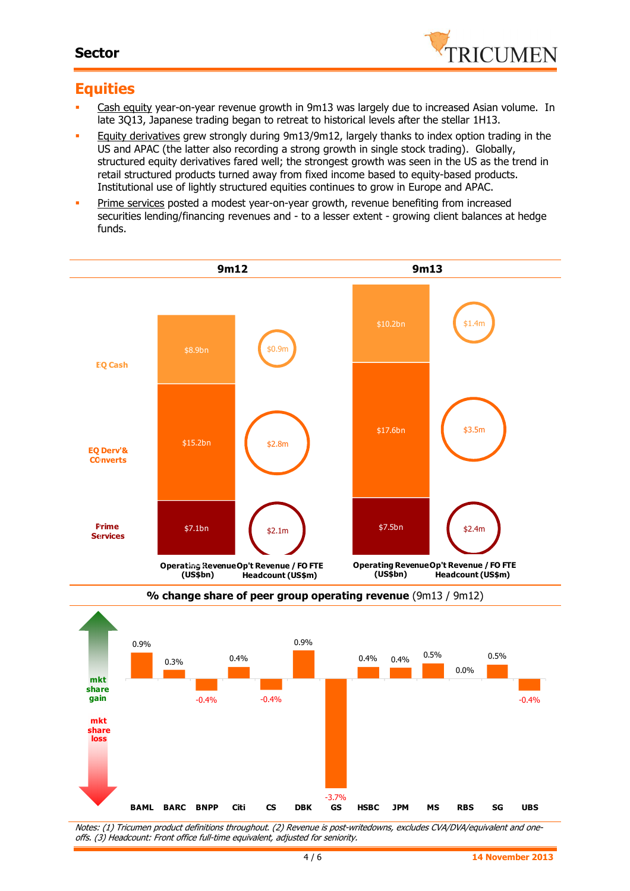## Sector

# Equities

- Cash equity year-on-year revenue growth in 9m13 was largely due to increased Asian volume. In late 3Q13, Japanese trading began to retreat to historical levels after the stellar 1H13.
- Equity derivatives grew strongly during 9m13/9m12, largely thanks to index option trading in the US and APAC (the latter also recording a strong growth in single stock trading). Globally, structured equity derivatives fared well; the strongest growth was seen in the US as the trend in retail structured products turned away from fixed income based to equity-based products. Institutional use of lightly structured equities continues to grow in Europe and APAC.
- Prime services posted a modest year-on-year growth, revenue benefiting from increased securities lending/financing revenues and - to a lesser extent - growing client balances at hedge funds.

| | 9m12 | | 9m13 | |
|---|---|---|---|---|
| | Operating Revenue (US$bn) | Op't Revenue / FO FTE Headcount (US$m) | Operating Revenue (US$bn) | Op't Revenue / FO FTE Headcount (US$m) |
| EQ Cash | $8.9bn | $0.9m | $10.2bn | $1.4m |
| EQ Derv'& COnverts | $15.2bn | $2.8m | $17.6bn | $3.5m |
| Prime Services | $7.1bn | $2.1m | $7.5bn | $2.4m |

**% change share of peer group operating revenue** (9m13 / 9m12)

| BAML | BARC | BNPP | Citi | CS | DBK | GS | HSBC | JPM | MS | RBS | SG | UBS |
|---|---|---|---|---|---|---|---|---|---|---|---|---|
| 0.9% | 0.3% | -0.4% | 0.4% | -0.4% | 0.9% | -3.7% | 0.4% | 0.4% | 0.5% | 0.0% | 0.5% | -0.4% |

(mkt share gain / mkt share loss)

*Notes: (1) Tricumen product definitions throughout. (2) Revenue is post-writedowns, excludes CVA/DVA/equivalent and one-offs. (3) Headcount: Front office full-time equivalent, adjusted for seniority.*

14 November 2013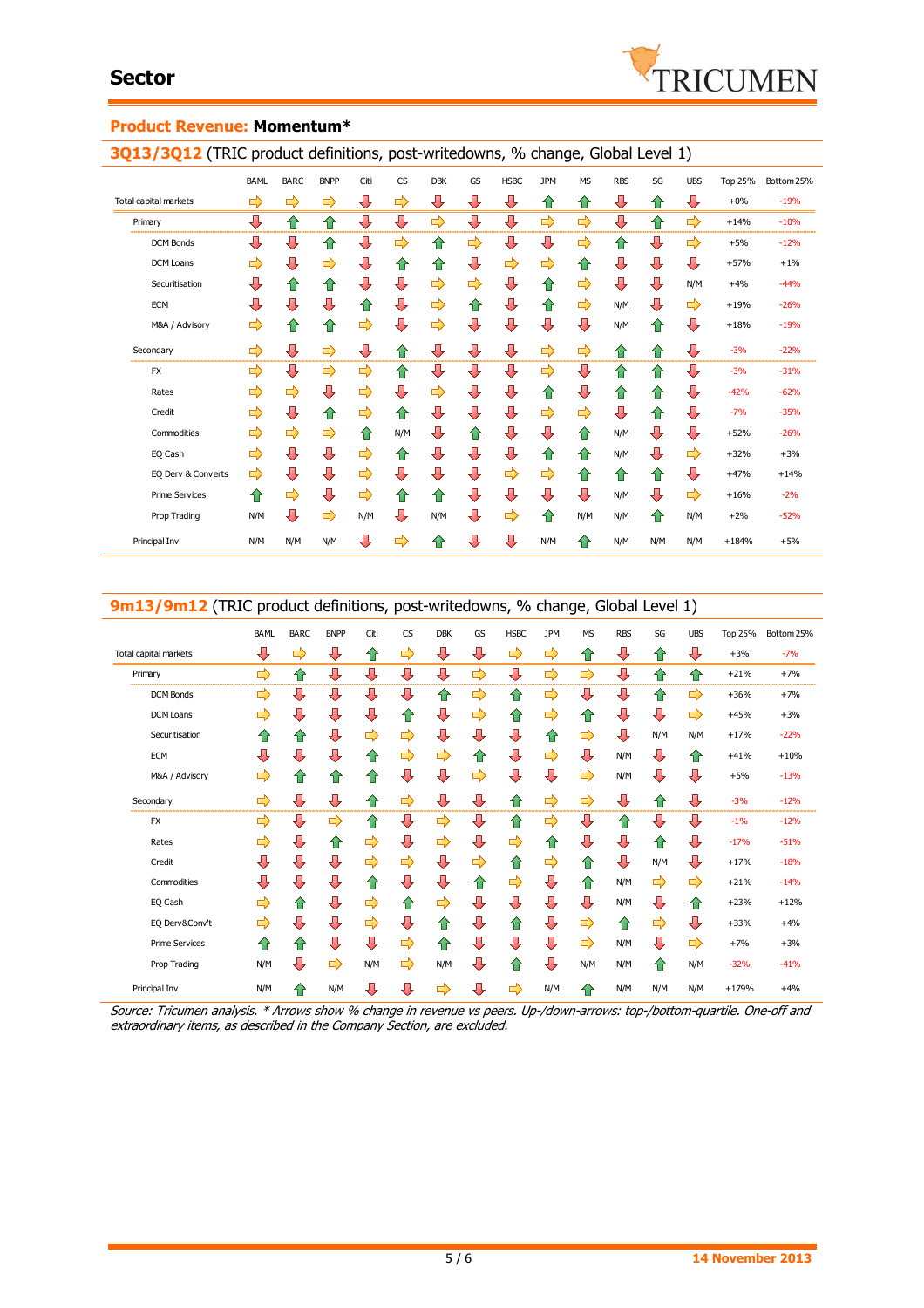# Sector

## Product Revenue: Momentum*

### 3Q13/3Q12 (TRIC product definitions, post-writedowns, % change, Global Level 1)

| | BAML | BARC | BNPP | Citi | CS | DBK | GS | HSBC | JPM | MS | RBS | SG | UBS | Top 25% | Bottom 25% |
|---|---|---|---|---|---|---|---|---|---|---|---|---|---|---|---|
| Total capital markets | → | → | → | ↓ | → | ↓ | ↓ | ↓ | ↑ | ↑ | ↓ | ↑ | ↓ | +0% | -19% |
| Primary | ↓ | ↑ | ↑ | ↓ | ↓ | → | ↓ | ↓ | → | → | ↓ | ↑ | → | +14% | -10% |
| DCM Bonds | ↓ | ↓ | ↑ | ↓ | → | ↑ | → | ↓ | ↓ | → | ↑ | ↓ | → | +5% | -12% |
| DCM Loans | → | ↓ | → | ↓ | ↑ | ↑ | ↓ | → | → | ↑ | ↓ | ↓ | ↓ | +57% | +1% |
| Securitisation | ↓ | ↑ | ↑ | ↓ | ↓ | → | → | ↓ | ↑ | → | ↓ | ↓ | N/M | +4% | -44% |
| ECM | ↓ | ↓ | ↓ | ↑ | ↓ | → | ↑ | ↓ | ↑ | → | N/M | ↓ | → | +19% | -26% |
| M&A / Advisory | → | ↑ | ↑ | → | ↓ | → | ↓ | ↓ | ↓ | ↓ | N/M | ↑ | ↓ | +18% | -19% |
| Secondary | → | ↓ | → | ↓ | ↑ | ↓ | ↓ | ↓ | → | → | ↑ | ↑ | ↓ | -3% | -22% |
| FX | → | ↓ | ↓ | → | ↑ | ↓ | ↓ | ↓ | → | ↓ | ↑ | ↑ | ↓ | -3% | -31% |
| Rates | → | → | ↓ | → | ↓ | → | ↓ | ↓ | ↑ | ↓ | ↑ | ↑ | ↓ | -42% | -62% |
| Credit | → | ↓ | ↑ | → | ↑ | ↓ | ↓ | ↓ | → | → | ↓ | ↑ | ↓ | -7% | -35% |
| Commodities | → | → | → | ↑ | N/M | ↓ | ↑ | ↓ | ↓ | ↑ | N/M | ↓ | ↓ | +52% | -26% |
| EQ Cash | → | ↓ | ↓ | → | ↑ | ↓ | ↓ | ↓ | ↑ | ↑ | N/M | ↓ | → | +32% | +3% |
| EQ Derv & Converts | → | ↓ | ↓ | → | ↓ | ↓ | ↓ | → | → | ↑ | ↑ | ↑ | ↓ | +47% | +14% |
| Prime Services | ↑ | → | ↓ | → | ↑ | ↑ | ↓ | ↓ | ↓ | ↓ | N/M | ↓ | → | +16% | -2% |
| Prop Trading | N/M | ↓ | → | N/M | ↓ | N/M | ↓ | → | ↑ | N/M | N/M | ↑ | N/M | +2% | -52% |
| Principal Inv | N/M | N/M | N/M | ↓ | → | ↑ | ↓ | ↓ | N/M | ↑ | N/M | N/M | N/M | +184% | +5% |

### 9m13/9m12 (TRIC product definitions, post-writedowns, % change, Global Level 1)

| | BAML | BARC | BNPP | Citi | CS | DBK | GS | HSBC | JPM | MS | RBS | SG | UBS | Top 25% | Bottom 25% |
|---|---|---|---|---|---|---|---|---|---|---|---|---|---|---|---|
| Total capital markets | ↓ | → | ↓ | ↑ | → | ↓ | ↓ | → | → | ↑ | ↓ | ↑ | ↓ | +3% | -7% |
| Primary | → | ↑ | ↓ | ↓ | ↓ | ↓ | → | ↓ | → | → | ↓ | ↑ | ↑ | +21% | +7% |
| DCM Bonds | → | ↓ | ↓ | ↓ | ↓ | ↑ | → | ↑ | → | ↓ | ↓ | ↑ | → | +36% | +7% |
| DCM Loans | → | ↓ | ↓ | ↓ | ↑ | ↓ | → | ↑ | → | ↑ | ↓ | ↓ | → | +45% | +3% |
| Securitisation | ↑ | ↑ | ↓ | → | → | ↓ | ↓ | ↓ | ↑ | → | ↓ | N/M | N/M | +17% | -22% |
| ECM | ↓ | ↓ | ↓ | ↑ | → | → | ↑ | ↓ | → | ↓ | N/M | ↓ | ↑ | +41% | +10% |
| M&A / Advisory | → | ↑ | ↑ | ↑ | ↓ | ↓ | → | ↓ | ↓ | → | N/M | ↓ | ↓ | +5% | -13% |
| Secondary | → | ↓ | ↓ | ↑ | → | ↓ | ↓ | ↑ | → | → | ↓ | ↑ | ↓ | -3% | -12% |
| FX | → | ↓ | → | ↑ | ↓ | → | ↓ | ↑ | → | ↓ | ↑ | ↓ | ↓ | -1% | -12% |
| Rates | → | ↓ | ↑ | → | ↓ | → | ↓ | → | ↑ | ↓ | ↓ | ↑ | ↓ | -17% | -51% |
| Credit | ↓ | ↓ | ↓ | → | → | ↓ | → | ↑ | → | ↑ | ↓ | N/M | ↓ | +17% | -18% |
| Commodities | ↓ | ↓ | ↓ | ↑ | ↓ | ↓ | ↑ | → | ↓ | ↑ | N/M | → | → | +21% | -14% |
| EQ Cash | → | ↑ | ↓ | → | ↑ | → | ↓ | ↓ | ↓ | ↓ | N/M | ↓ | ↑ | +23% | +12% |
| EQ Derv&Conv't | → | ↓ | ↓ | → | ↓ | ↑ | ↓ | ↑ | ↓ | → | ↑ | → | ↓ | +33% | +4% |
| Prime Services | ↑ | ↑ | ↓ | ↓ | → | ↑ | ↓ | ↓ | ↓ | → | N/M | ↓ | → | +7% | +3% |
| Prop Trading | N/M | ↓ | → | N/M | → | N/M | ↓ | ↑ | ↓ | N/M | N/M | ↑ | N/M | -32% | -41% |
| Principal Inv | N/M | ↑ | N/M | ↓ | ↓ | → | ↓ | → | N/M | ↑ | N/M | N/M | N/M | +179% | +4% |

*Source: Tricumen analysis. * Arrows show % change in revenue vs peers. Up-/down-arrows: top-/bottom-quartile. One-off and extraordinary items, as described in the Company Section, are excluded.*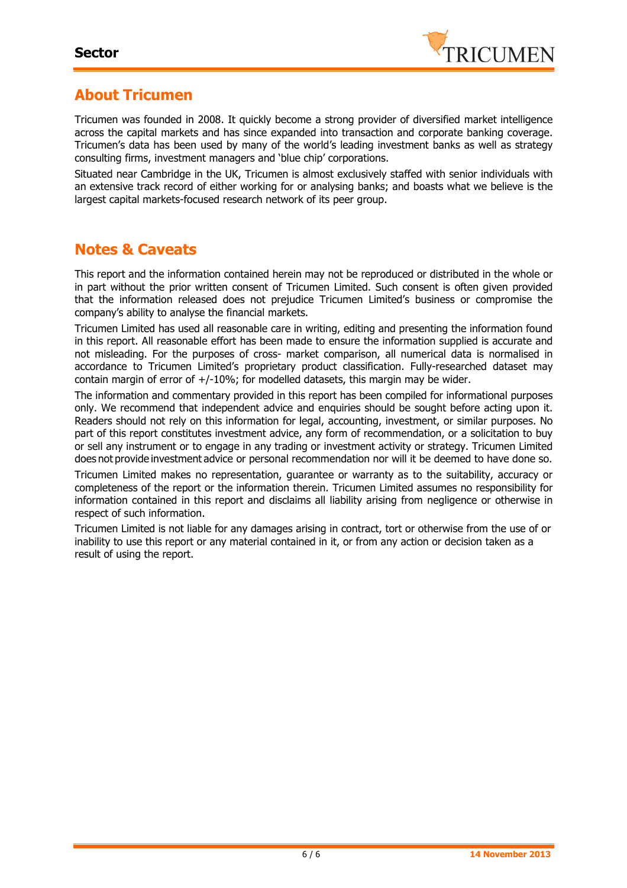## About Tricumen

Tricumen was founded in 2008. It quickly become a strong provider of diversified market intelligence across the capital markets and has since expanded into transaction and corporate banking coverage. Tricumen's data has been used by many of the world's leading investment banks as well as strategy consulting firms, investment managers and 'blue chip' corporations.

Situated near Cambridge in the UK, Tricumen is almost exclusively staffed with senior individuals with an extensive track record of either working for or analysing banks; and boasts what we believe is the largest capital markets-focused research network of its peer group.

## Notes & Caveats

This report and the information contained herein may not be reproduced or distributed in the whole or in part without the prior written consent of Tricumen Limited. Such consent is often given provided that the information released does not prejudice Tricumen Limited's business or compromise the company's ability to analyse the financial markets.

Tricumen Limited has used all reasonable care in writing, editing and presenting the information found in this report. All reasonable effort has been made to ensure the information supplied is accurate and not misleading. For the purposes of cross- market comparison, all numerical data is normalised in accordance to Tricumen Limited's proprietary product classification. Fully-researched dataset may contain margin of error of +/-10%; for modelled datasets, this margin may be wider.

The information and commentary provided in this report has been compiled for informational purposes only. We recommend that independent advice and enquiries should be sought before acting upon it. Readers should not rely on this information for legal, accounting, investment, or similar purposes. No part of this report constitutes investment advice, any form of recommendation, or a solicitation to buy or sell any instrument or to engage in any trading or investment activity or strategy. Tricumen Limited does not provide investment advice or personal recommendation nor will it be deemed to have done so.

Tricumen Limited makes no representation, guarantee or warranty as to the suitability, accuracy or completeness of the report or the information therein. Tricumen Limited assumes no responsibility for information contained in this report and disclaims all liability arising from negligence or otherwise in respect of such information.

Tricumen Limited is not liable for any damages arising in contract, tort or otherwise from the use of or inability to use this report or any material contained in it, or from any action or decision taken as a result of using the report.